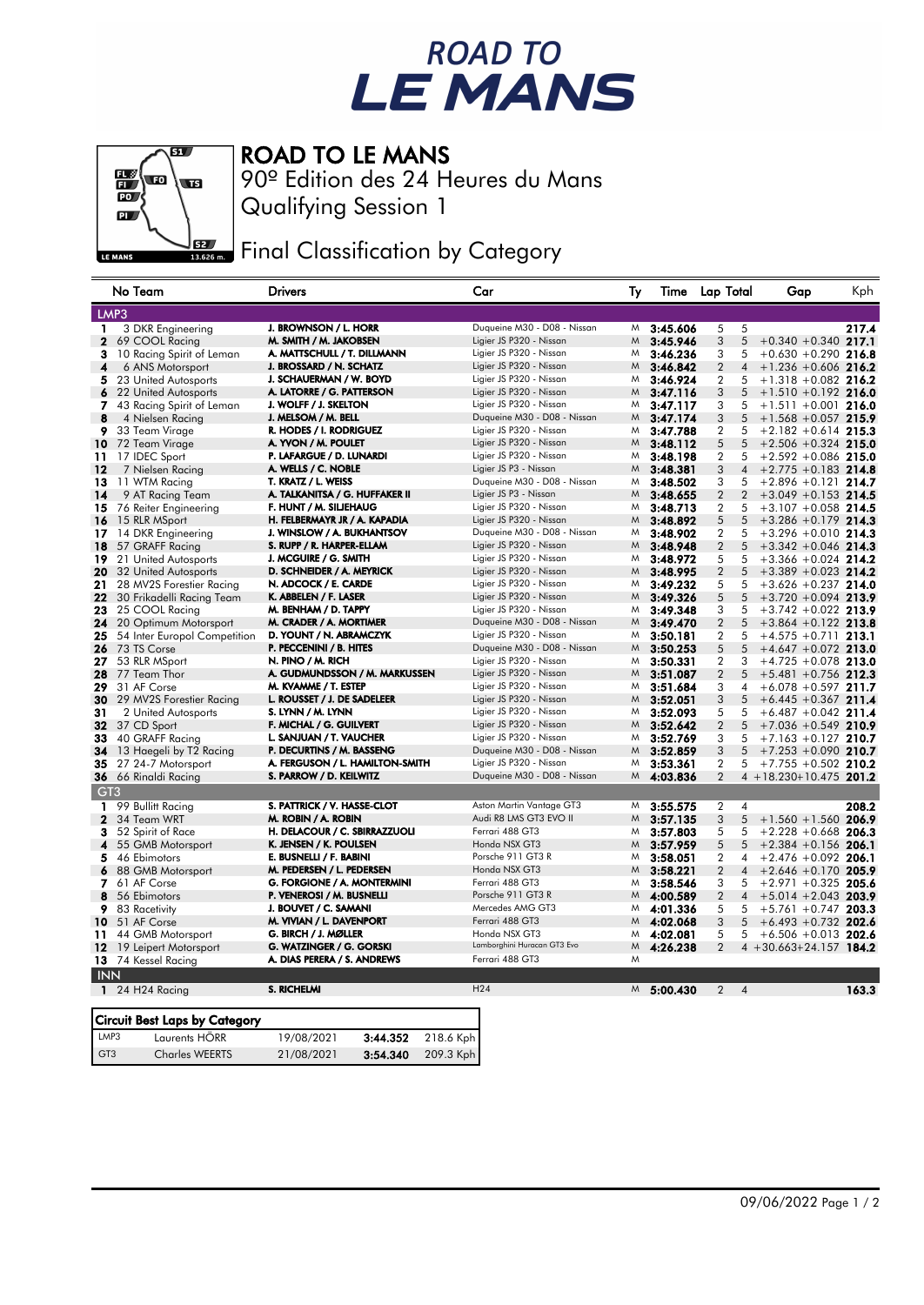# ROAD TO LE MANS

## ROAD TO LE MANS

90º Edition des 24 Heures du Mans

Qualifying Session 1

### Final Classification by Category

| | No | Team | Drivers | Car | Ty | Time | Lap | Total | Gap | | Kph |
|---|---|---|---|---|---|---|---|---|---|---|---|
| **LMP3** | | | | | | | | | | | |
| 1 | 3 | DKR Engineering | J. BROWNSON / L. HORR | Duqueine M30 - D08 - Nissan | M | 3:45.606 | 5 | 5 | | | 217.4 |
| 2 | 69 | COOL Racing | M. SMITH / M. JAKOBSEN | Ligier JS P320 - Nissan | M | 3:45.946 | 3 | 5 | +0.340 | +0.340 | 217.1 |
| 3 | 10 | Racing Spirit of Leman | A. MATTSCHULL / T. DILLMANN | Ligier JS P320 - Nissan | M | 3:46.236 | 3 | 5 | +0.630 | +0.290 | 216.8 |
| 4 | 6 | ANS Motorsport | J. BROSSARD / N. SCHATZ | Ligier JS P320 - Nissan | M | 3:46.842 | 2 | 4 | +1.236 | +0.606 | 216.2 |
| 5 | 23 | United Autosports | J. SCHAUERMAN / W. BOYD | Ligier JS P320 - Nissan | M | 3:46.924 | 2 | 5 | +1.318 | +0.082 | 216.2 |
| 6 | 22 | United Autosports | A. LATORRE / G. PATTERSON | Ligier JS P320 - Nissan | M | 3:47.116 | 3 | 5 | +1.510 | +0.192 | 216.0 |
| 7 | 43 | Racing Spirit of Leman | J. WOLFF / J. SKELTON | Ligier JS P320 - Nissan | M | 3:47.117 | 3 | 5 | +1.511 | +0.001 | 216.0 |
| 8 | 4 | Nielsen Racing | J. MELSOM / M. BELL | Duqueine M30 - D08 - Nissan | M | 3:47.174 | 3 | 5 | +1.568 | +0.057 | 215.9 |
| 9 | 33 | Team Virage | R. HODES / I. RODRIGUEZ | Ligier JS P320 - Nissan | M | 3:47.788 | 2 | 5 | +2.182 | +0.614 | 215.3 |
| 10 | 72 | Team Virage | A. YVON / M. POULET | Ligier JS P320 - Nissan | M | 3:48.112 | 5 | 5 | +2.506 | +0.324 | 215.0 |
| 11 | 17 | IDEC Sport | P. LAFARGUE / D. LUNARDI | Ligier JS P320 - Nissan | M | 3:48.198 | 2 | 5 | +2.592 | +0.086 | 215.0 |
| 12 | 7 | Nielsen Racing | A. WELLS / C. NOBLE | Ligier JS P3 - Nissan | M | 3:48.381 | 3 | 4 | +2.775 | +0.183 | 214.8 |
| 13 | 11 | WTM Racing | T. KRATZ / L. WEISS | Duqueine M30 - D08 - Nissan | M | 3:48.502 | 3 | 5 | +2.896 | +0.121 | 214.7 |
| 14 | 9 | AT Racing Team | A. TALKANITSA / G. HUFFAKER II | Ligier JS P3 - Nissan | M | 3:48.655 | 2 | 2 | +3.049 | +0.153 | 214.5 |
| 15 | 76 | Reiter Engineering | F. HUNT / M. SILJEHAUG | Ligier JS P320 - Nissan | M | 3:48.713 | 2 | 5 | +3.107 | +0.058 | 214.5 |
| 16 | 15 | RLR MSport | H. FELBERMAYR JR / A. KAPADIA | Ligier JS P320 - Nissan | M | 3:48.892 | 5 | 5 | +3.286 | +0.179 | 214.3 |
| 17 | 14 | DKR Engineering | J. WINSLOW / A. BUKHANTSOV | Duqueine M30 - D08 - Nissan | M | 3:48.902 | 2 | 5 | +3.296 | +0.010 | 214.3 |
| 18 | 57 | GRAFF Racing | S. RUPP / R. HARPER-ELLAM | Ligier JS P320 - Nissan | M | 3:48.948 | 2 | 5 | +3.342 | +0.046 | 214.3 |
| 19 | 21 | United Autosports | J. MCGUIRE / G. SMITH | Ligier JS P320 - Nissan | M | 3:48.972 | 5 | 5 | +3.366 | +0.024 | 214.2 |
| 20 | 32 | United Autosports | D. SCHNEIDER / A. MEYRICK | Ligier JS P320 - Nissan | M | 3:48.995 | 2 | 5 | +3.389 | +0.023 | 214.2 |
| 21 | 28 | MV2S Forestier Racing | N. ADCOCK / E. CARDE | Ligier JS P320 - Nissan | M | 3:49.232 | 5 | 5 | +3.626 | +0.237 | 214.0 |
| 22 | 30 | Frikadelli Racing Team | K. ABBELEN / F. LASER | Ligier JS P320 - Nissan | M | 3:49.326 | 5 | 5 | +3.720 | +0.094 | 213.9 |
| 23 | 25 | COOL Racing | M. BENHAM / D. TAPPY | Ligier JS P320 - Nissan | M | 3:49.348 | 3 | 5 | +3.742 | +0.022 | 213.9 |
| 24 | 20 | Optimum Motorsport | M. CRADER / A. MORTIMER | Duqueine M30 - D08 - Nissan | M | 3:49.470 | 2 | 5 | +3.864 | +0.122 | 213.8 |
| 25 | 54 | Inter Europol Competition | D. YOUNT / N. ABRAMCZYK | Ligier JS P320 - Nissan | M | 3:50.181 | 2 | 5 | +4.575 | +0.711 | 213.1 |
| 26 | 73 | TS Corse | P. PECCENINI / B. HITES | Duqueine M30 - D08 - Nissan | M | 3:50.253 | 5 | 5 | +4.647 | +0.072 | 213.0 |
| 27 | 53 | RLR MSport | N. PINO / M. RICH | Ligier JS P320 - Nissan | M | 3:50.331 | 2 | 3 | +4.725 | +0.078 | 213.0 |
| 28 | 77 | Team Thor | A. GUDMUNDSSON / M. MARKUSSEN | Ligier JS P320 - Nissan | M | 3:51.087 | 2 | 5 | +5.481 | +0.756 | 212.3 |
| 29 | 31 | AF Corse | M. KVAMME / T. ESTEP | Ligier JS P320 - Nissan | M | 3:51.684 | 3 | 4 | +6.078 | +0.597 | 211.7 |
| 30 | 29 | MV2S Forestier Racing | L. ROUSSET / J. DE SADELEER | Ligier JS P320 - Nissan | M | 3:52.051 | 3 | 5 | +6.445 | +0.367 | 211.4 |
| 31 | 2 | United Autosports | S. LYNN / M. LYNN | Ligier JS P320 - Nissan | M | 3:52.093 | 5 | 5 | +6.487 | +0.042 | 211.4 |
| 32 | 37 | CD Sport | F. MICHAL / G. GUILVERT | Ligier JS P320 - Nissan | M | 3:52.642 | 2 | 5 | +7.036 | +0.549 | 210.9 |
| 33 | 40 | GRAFF Racing | L. SANJUAN / T. VAUCHER | Ligier JS P320 - Nissan | M | 3:52.769 | 3 | 5 | +7.163 | +0.127 | 210.7 |
| 34 | 13 | Haegeli by T2 Racing | P. DECURTINS / M. BASSENG | Duqueine M30 - D08 - Nissan | M | 3:52.859 | 3 | 5 | +7.253 | +0.090 | 210.7 |
| 35 | 27 | 24-7 Motorsport | A. FERGUSON / L. HAMILTON-SMITH | Ligier JS P320 - Nissan | M | 3:53.361 | 2 | 5 | +7.755 | +0.502 | 210.2 |
| 36 | 66 | Rinaldi Racing | S. PARROW / D. KEILWITZ | Duqueine M30 - D08 - Nissan | M | 4:03.836 | 2 | 4 | +18.230 | +10.475 | 201.2 |
| **GT3** | | | | | | | | | | | |
| 1 | 99 | Bullitt Racing | S. PATTRICK / V. HASSE-CLOT | Aston Martin Vantage GT3 | M | 3:55.575 | 2 | 4 | | | 208.2 |
| 2 | 34 | Team WRT | M. ROBIN / A. ROBIN | Audi R8 LMS GT3 EVO II | M | 3:57.135 | 3 | 5 | +1.560 | +1.560 | 206.9 |
| 3 | 52 | Spirit of Race | H. DELACOUR / C. SBIRRAZZUOLI | Ferrari 488 GT3 | M | 3:57.803 | 5 | 5 | +2.228 | +0.668 | 206.3 |
| 4 | 55 | GMB Motorsport | K. JENSEN / K. POULSEN | Honda NSX GT3 | M | 3:57.959 | 5 | 5 | +2.384 | +0.156 | 206.1 |
| 5 | 46 | Ebimotors | E. BUSNELLI / F. BABINI | Porsche 911 GT3 R | M | 3:58.051 | 2 | 4 | +2.476 | +0.092 | 206.1 |
| 6 | 88 | GMB Motorsport | M. PEDERSEN / L. PEDERSEN | Honda NSX GT3 | M | 3:58.221 | 2 | 4 | +2.646 | +0.170 | 205.9 |
| 7 | 61 | AF Corse | G. FORGIONE / A. MONTERMINI | Ferrari 488 GT3 | M | 3:58.546 | 3 | 5 | +2.971 | +0.325 | 205.6 |
| 8 | 56 | Ebimotors | P. VENEROSI / M. BUSNELLI | Porsche 911 GT3 R | M | 4:00.589 | 2 | 4 | +5.014 | +2.043 | 203.9 |
| 9 | 83 | Racetivity | J. BOUVET / C. SAMANI | Mercedes AMG GT3 | M | 4:01.336 | 5 | 5 | +5.761 | +0.747 | 203.3 |
| 10 | 51 | AF Corse | M. VIVIAN / L. DAVENPORT | Ferrari 488 GT3 | M | 4:02.068 | 3 | 5 | +6.493 | +0.732 | 202.6 |
| 11 | 44 | GMB Motorsport | G. BIRCH / J. MØLLER | Honda NSX GT3 | M | 4:02.081 | 5 | 5 | +6.506 | +0.013 | 202.6 |
| 12 | 19 | Leipert Motorsport | G. WATZINGER / G. GORSKI | Lamborghini Huracan GT3 Evo | M | 4:26.238 | 2 | 4 | +30.663 | +24.157 | 184.2 |
| 13 | 74 | Kessel Racing | A. DIAS PERERA / S. ANDREWS | Ferrari 488 GT3 | M | | | | | | |
| **INN** | | | | | | | | | | | |
| 1 | 24 | H24 Racing | S. RICHELMI | H24 | M | 5:00.430 | 2 | 4 | | | 163.3 |

| Circuit Best Laps by Category | | | | |
|---|---|---|---|---|
| LMP3 | Laurents HÖRR | 19/08/2021 | 3:44.352 | 218.6 Kph |
| GT3 | Charles WEERTS | 21/08/2021 | 3:54.340 | 209.3 Kph |

09/06/2022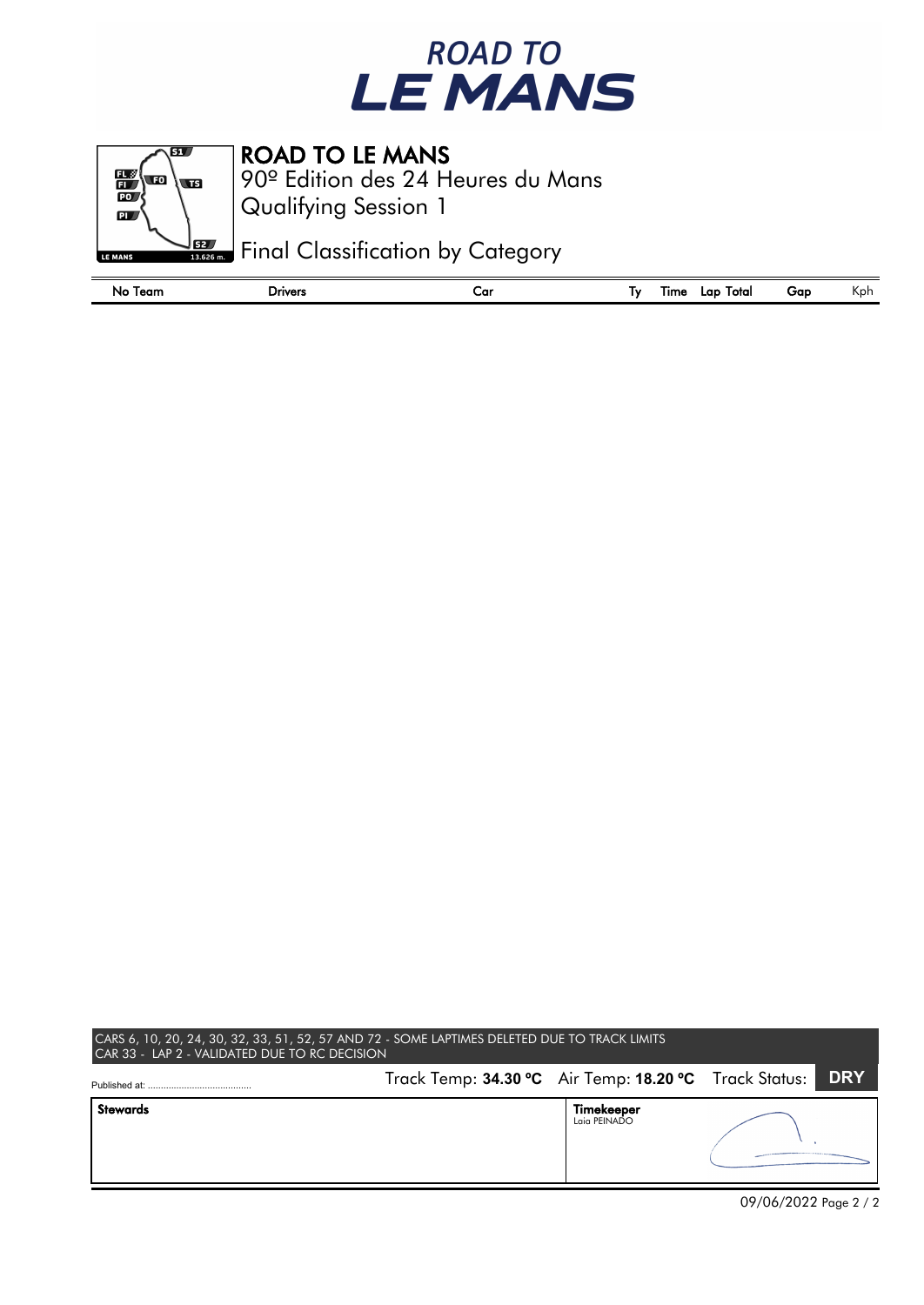# ROAD TO LE MANS

## ROAD TO LE MANS

90º Edition des 24 Heures du Mans

Qualifying Session 1

Final Classification by Category

| No Team | Drivers | Car | Ty | Time | Lap Total | Gap | Kph |
|---|---|---|---|---|---|---|---|

CARS 6, 10, 20, 24, 30, 32, 33, 51, 52, 57 AND 72 - SOME LAPTIMES DELETED DUE TO TRACK LIMITS
CAR 33 - LAP 2 - VALIDATED DUE TO RC DECISION

Published at: ........................................

Track Temp: **34.30 ºC** Air Temp: **18.20 ºC** Track Status: **DRY**

| **Stewards** | **Timekeeper** Laia PEINADO |
|---|---|

09/06/2022